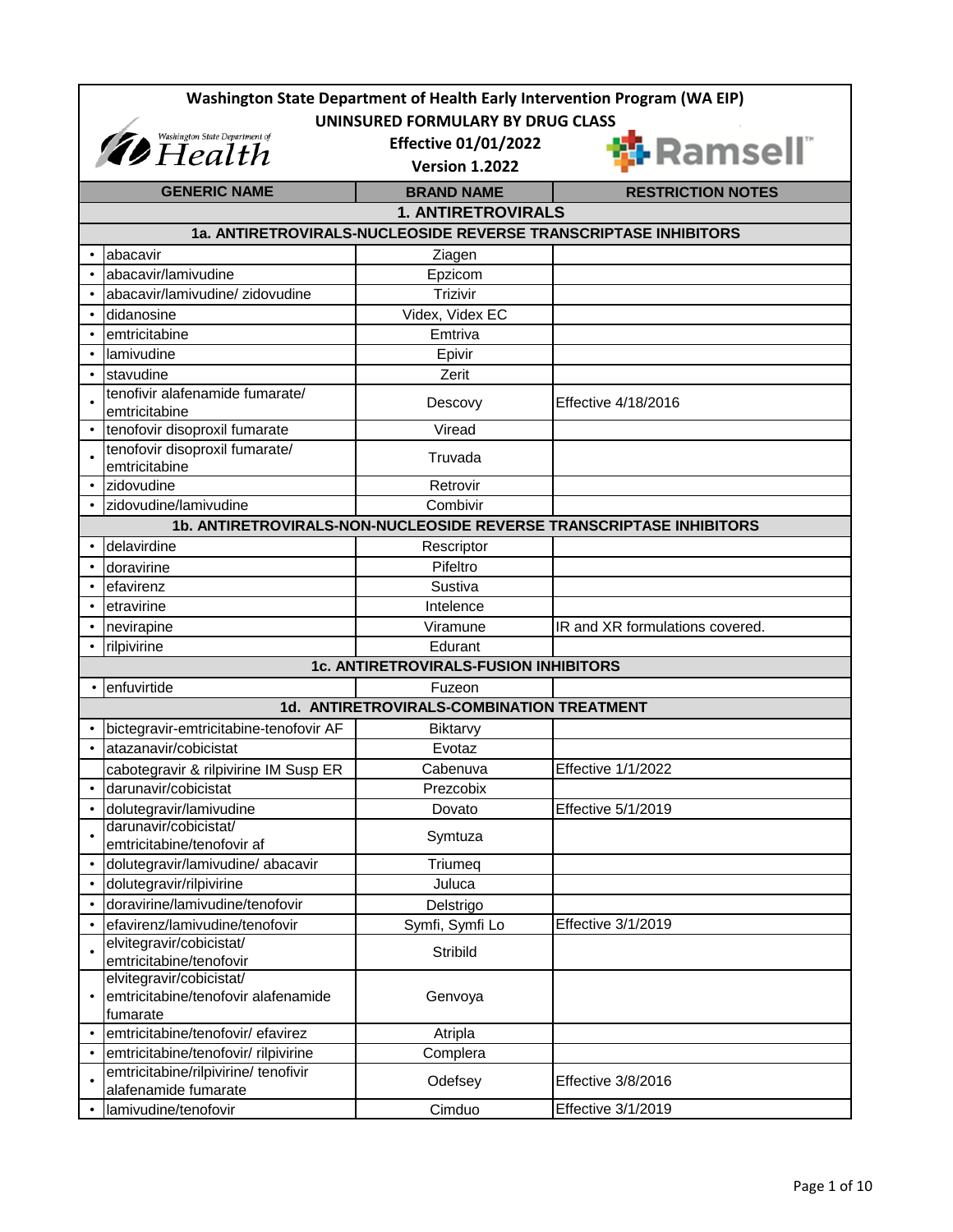# Washington State Department of Health Early Intervention Program (WA EIP)

## UNINSURED FORMULARY BY DRUG CLASS

**Effective 01/01/2022**

**Version 1.2022**

| | GENERIC NAME | BRAND NAME | RESTRICTION NOTES |
|---|---|---|---|
| | **1. ANTIRETROVIRALS** | | |
| | **1a. ANTIRETROVIRALS-NUCLEOSIDE REVERSE TRANSCRIPTASE INHIBITORS** | | |
| • | abacavir | Ziagen | |
| • | abacavir/lamivudine | Epzicom | |
| • | abacavir/lamivudine/ zidovudine | Trizivir | |
| • | didanosine | Videx, Videx EC | |
| • | emtricitabine | Emtriva | |
| • | lamivudine | Epivir | |
| • | stavudine | Zerit | |
| • | tenofivir alafenamide fumarate/ emtricitabine | Descovy | Effective 4/18/2016 |
| • | tenofovir disoproxil fumarate | Viread | |
| • | tenofovir disoproxil fumarate/ emtricitabine | Truvada | |
| • | zidovudine | Retrovir | |
| • | zidovudine/lamivudine | Combivir | |
| | **1b. ANTIRETROVIRALS-NON-NUCLEOSIDE REVERSE TRANSCRIPTASE INHIBITORS** | | |
| • | delavirdine | Rescriptor | |
| • | doravirine | Pifeltro | |
| • | efavirenz | Sustiva | |
| • | etravirine | Intelence | |
| • | nevirapine | Viramune | IR and XR formulations covered. |
| • | rilpivirine | Edurant | |
| | **1c. ANTIRETROVIRALS-FUSION INHIBITORS** | | |
| • | enfuvirtide | Fuzeon | |
| | **1d. ANTIRETROVIRALS-COMBINATION TREATMENT** | | |
| • | bictegravir-emtricitabine-tenofovir AF | Biktarvy | |
| • | atazanavir/cobicistat | Evotaz | |
| | cabotegravir & rilpivirine IM Susp ER | Cabenuva | Effective 1/1/2022 |
| • | darunavir/cobicistat | Prezcobix | |
| • | dolutegravir/lamivudine | Dovato | Effective 5/1/2019 |
| • | darunavir/cobicistat/ emtricitabine/tenofovir af | Symtuza | |
| • | dolutegravir/lamivudine/ abacavir | Triumeq | |
| • | dolutegravir/rilpivirine | Juluca | |
| • | doravirine/lamivudine/tenofovir | Delstrigo | |
| • | efavirenz/lamivudine/tenofovir | Symfi, Symfi Lo | Effective 3/1/2019 |
| • | elvitegravir/cobicistat/ emtricitabine/tenofovir | Stribild | |
| • | elvitegravir/cobicistat/ emtricitabine/tenofovir alafenamide fumarate | Genvoya | |
| • | emtricitabine/tenofovir/ efavirez | Atripla | |
| • | emtricitabine/tenofovir/ rilpivirine | Complera | |
| • | emtricitabine/rilpivirine/ tenofivir alafenamide fumarate | Odefsey | Effective 3/8/2016 |
| • | lamivudine/tenofovir | Cimduo | Effective 3/1/2019 |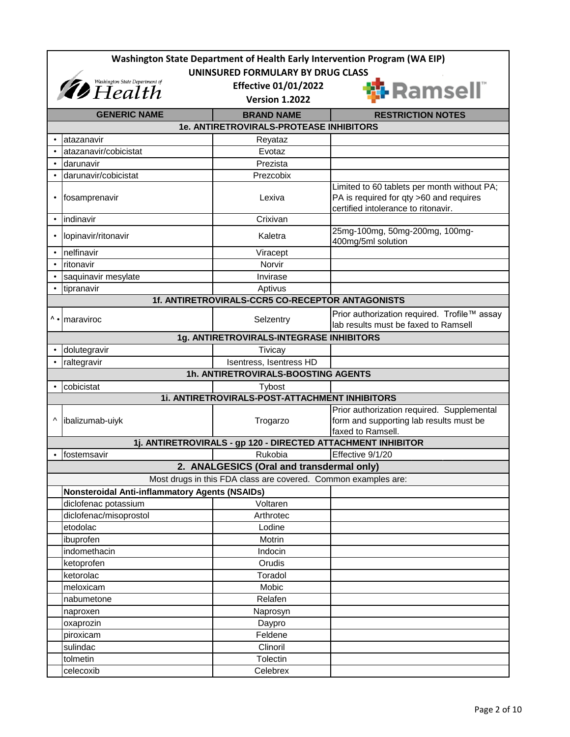**Washington State Department of Health Early Intervention Program (WA EIP)**
**UNINSURED FORMULARY BY DRUG CLASS**
**Effective 01/01/2022**
**Version 1.2022**

| | GENERIC NAME | BRAND NAME | RESTRICTION NOTES |
|---|---|---|---|
| | **1e. ANTIRETROVIRALS-PROTEASE INHIBITORS** | | |
| • | atazanavir | Reyataz | |
| • | atazanavir/cobicistat | Evotaz | |
| • | darunavir | Prezista | |
| • | darunavir/cobicistat | Prezcobix | |
| • | fosamprenavir | Lexiva | Limited to 60 tablets per month without PA; PA is required for qty >60 and requires certified intolerance to ritonavir. |
| • | indinavir | Crixivan | |
| • | lopinavir/ritonavir | Kaletra | 25mg-100mg, 50mg-200mg, 100mg-400mg/5ml solution |
| • | nelfinavir | Viracept | |
| • | ritonavir | Norvir | |
| • | saquinavir mesylate | Invirase | |
| • | tipranavir | Aptivus | |
| | **1f. ANTIRETROVIRALS-CCR5 CO-RECEPTOR ANTAGONISTS** | | |
| ^ • | maraviroc | Selzentry | Prior authorization required. Trofile™ assay lab results must be faxed to Ramsell |
| | **1g. ANTIRETROVIRALS-INTEGRASE INHIBITORS** | | |
| • | dolutegravir | Tivicay | |
| • | raltegravir | Isentress, Isentress HD | |
| | **1h. ANTIRETROVIRALS-BOOSTING AGENTS** | | |
| • | cobicistat | Tybost | |
| | **1i. ANTIRETROVIRALS-POST-ATTACHMENT INHIBITORS** | | |
| ^ | ibalizumab-uiyk | Trogarzo | Prior authorization required. Supplemental form and supporting lab results must be faxed to Ramsell. |
| | **1j. ANTIRETROVIRALS - gp 120 - DIRECTED ATTACHMENT INHIBITOR** | | |
| • | fostemsavir | Rukobia | Effective 9/1/20 |
| | **2. ANALGESICS (Oral and transdermal only)** | | |
| | Most drugs in this FDA class are covered. Common examples are: | | |
| | **Nonsteroidal Anti-inflammatory Agents (NSAIDs)** | | |
| | diclofenac potassium | Voltaren | |
| | diclofenac/misoprostol | Arthrotec | |
| | etodolac | Lodine | |
| | ibuprofen | Motrin | |
| | indomethacin | Indocin | |
| | ketoprofen | Orudis | |
| | ketorolac | Toradol | |
| | meloxicam | Mobic | |
| | nabumetone | Relafen | |
| | naproxen | Naprosyn | |
| | oxaprozin | Daypro | |
| | piroxicam | Feldene | |
| | sulindac | Clinoril | |
| | tolmetin | Tolectin | |
| | celecoxib | Celebrex | |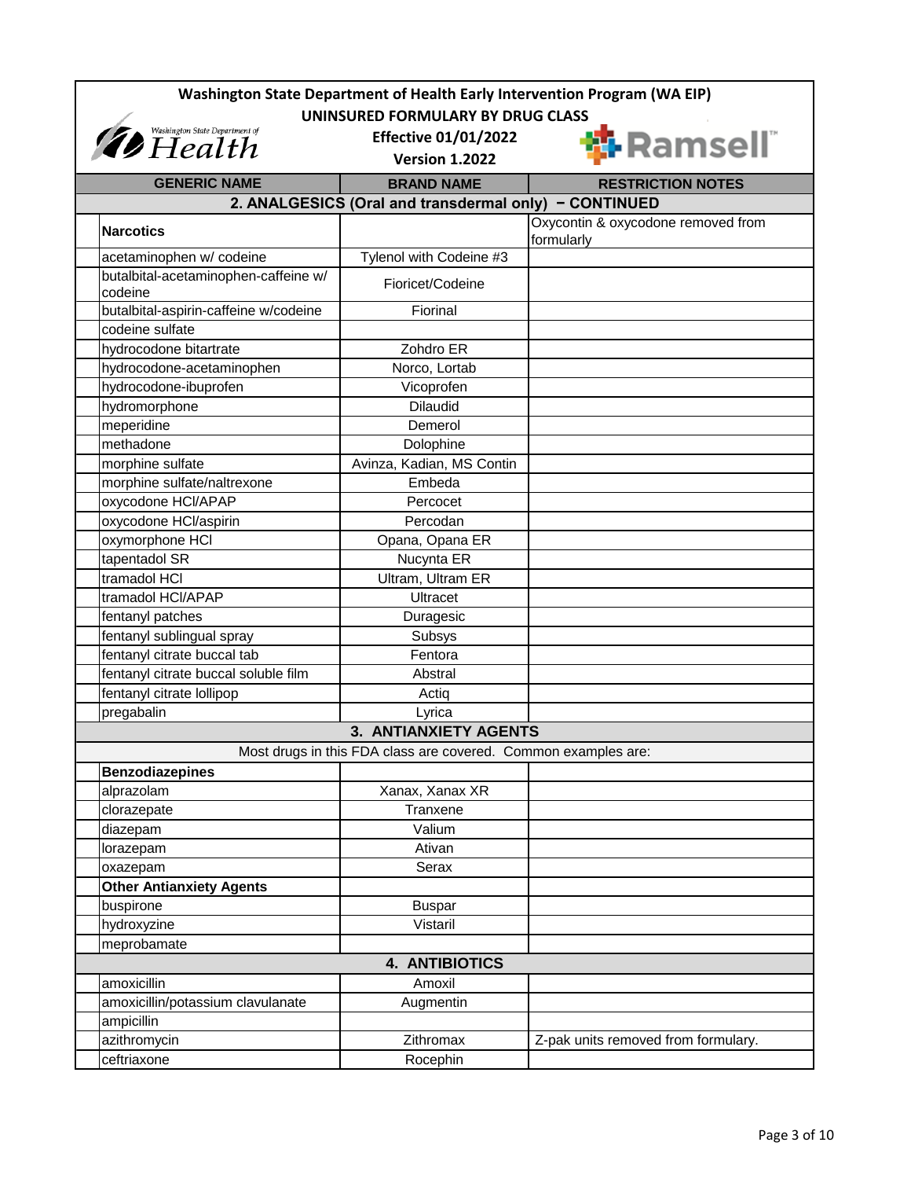**Washington State Department of Health Early Intervention Program (WA EIP)**
**UNINSURED FORMULARY BY DRUG CLASS**
**Effective 01/01/2022**
**Version 1.2022**

| GENERIC NAME | BRAND NAME | RESTRICTION NOTES |
|---|---|---|
| **2. ANALGESICS (Oral and transdermal only) – CONTINUED** | | |
| **Narcotics** | | Oxycontin & oxycodone removed from formularly |
| acetaminophen w/ codeine | Tylenol with Codeine #3 | |
| butalbital-acetaminophen-caffeine w/ codeine | Fioricet/Codeine | |
| butalbital-aspirin-caffeine w/codeine | Fiorinal | |
| codeine sulfate | | |
| hydrocodone bitartrate | Zohdro ER | |
| hydrocodone-acetaminophen | Norco, Lortab | |
| hydrocodone-ibuprofen | Vicoprofen | |
| hydromorphone | Dilaudid | |
| meperidine | Demerol | |
| methadone | Dolophine | |
| morphine sulfate | Avinza, Kadian, MS Contin | |
| morphine sulfate/naltrexone | Embeda | |
| oxycodone HCl/APAP | Percocet | |
| oxycodone HCl/aspirin | Percodan | |
| oxymorphone HCl | Opana, Opana ER | |
| tapentadol SR | Nucynta ER | |
| tramadol HCl | Ultram, Ultram ER | |
| tramadol HCl/APAP | Ultracet | |
| fentanyl patches | Duragesic | |
| fentanyl sublingual spray | Subsys | |
| fentanyl citrate buccal tab | Fentora | |
| fentanyl citrate buccal soluble film | Abstral | |
| fentanyl citrate lollipop | Actiq | |
| pregabalin | Lyrica | |
| **3. ANTIANXIETY AGENTS** | | |
| Most drugs in this FDA class are covered. Common examples are: | | |
| **Benzodiazepines** | | |
| alprazolam | Xanax, Xanax XR | |
| clorazepate | Tranxene | |
| diazepam | Valium | |
| lorazepam | Ativan | |
| oxazepam | Serax | |
| **Other Antianxiety Agents** | | |
| buspirone | Buspar | |
| hydroxyzine | Vistaril | |
| meprobamate | | |
| **4. ANTIBIOTICS** | | |
| amoxicillin | Amoxil | |
| amoxicillin/potassium clavulanate | Augmentin | |
| ampicillin | | |
| azithromycin | Zithromax | Z-pak units removed from formulary. |
| ceftriaxone | Rocephin | |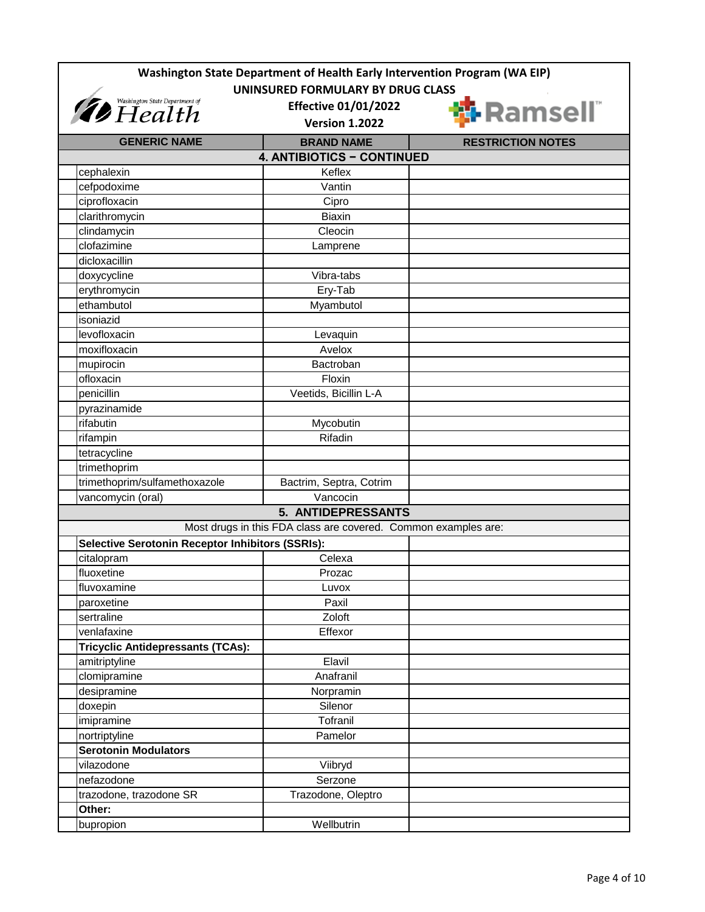# Washington State Department of Health Early Intervention Program (WA EIP)

**UNINSURED FORMULARY BY DRUG CLASS**

**Effective 01/01/2022**

**Version 1.2022**

| GENERIC NAME | BRAND NAME | RESTRICTION NOTES |
|---|---|---|
| | **4. ANTIBIOTICS – CONTINUED** | |
| cephalexin | Keflex | |
| cefpodoxime | Vantin | |
| ciprofloxacin | Cipro | |
| clarithromycin | Biaxin | |
| clindamycin | Cleocin | |
| clofazimine | Lamprene | |
| dicloxacillin | | |
| doxycycline | Vibra-tabs | |
| erythromycin | Ery-Tab | |
| ethambutol | Myambutol | |
| isoniazid | | |
| levofloxacin | Levaquin | |
| moxifloxacin | Avelox | |
| mupirocin | Bactroban | |
| ofloxacin | Floxin | |
| penicillin | Veetids, Bicillin L-A | |
| pyrazinamide | | |
| rifabutin | Mycobutin | |
| rifampin | Rifadin | |
| tetracycline | | |
| trimethoprim | | |
| trimethoprim/sulfamethoxazole | Bactrim, Septra, Cotrim | |
| vancomycin (oral) | Vancocin | |
| | **5. ANTIDEPRESSANTS** | |
| | Most drugs in this FDA class are covered. Common examples are: | |
| **Selective Serotonin Receptor Inhibitors (SSRIs):** | | |
| citalopram | Celexa | |
| fluoxetine | Prozac | |
| fluvoxamine | Luvox | |
| paroxetine | Paxil | |
| sertraline | Zoloft | |
| venlafaxine | Effexor | |
| **Tricyclic Antidepressants (TCAs):** | | |
| amitriptyline | Elavil | |
| clomipramine | Anafranil | |
| desipramine | Norpramin | |
| doxepin | Silenor | |
| imipramine | Tofranil | |
| nortriptyline | Pamelor | |
| **Serotonin Modulators** | | |
| vilazodone | Viibryd | |
| nefazodone | Serzone | |
| trazodone, trazodone SR | Trazodone, Oleptro | |
| **Other:** | | |
| bupropion | Wellbutrin | |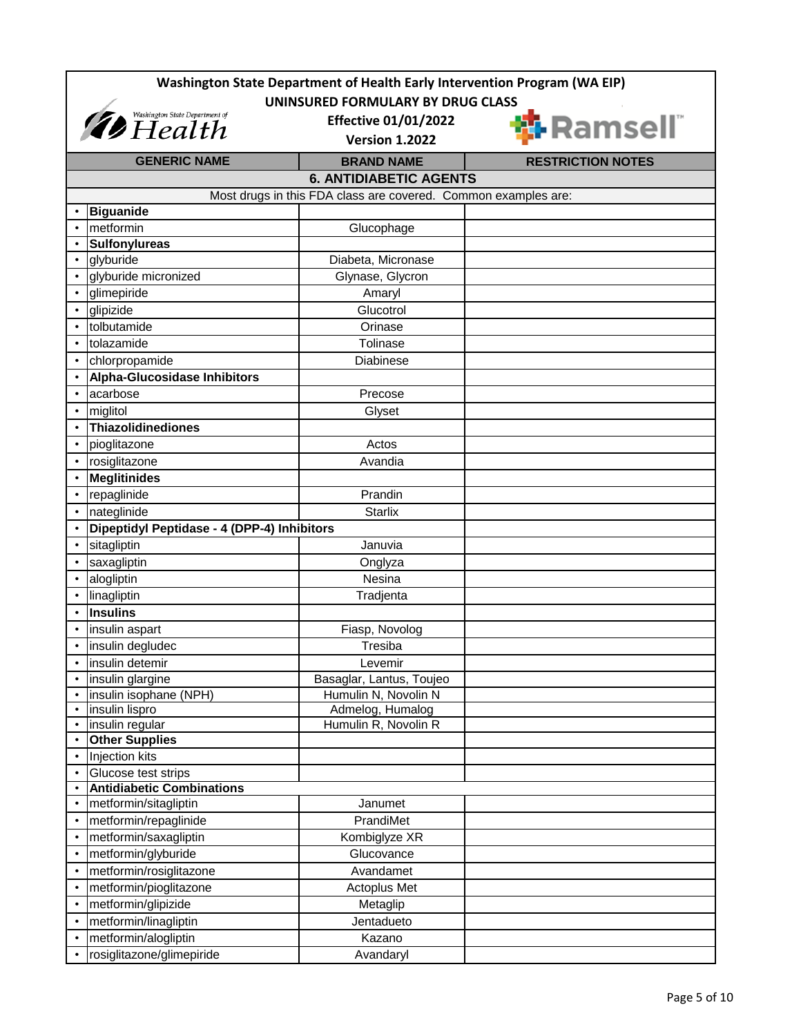**Washington State Department of Health Early Intervention Program (WA EIP)**

**UNINSURED FORMULARY BY DRUG CLASS**

**Effective 01/01/2022**

**Version 1.2022**

| GENERIC NAME | BRAND NAME | RESTRICTION NOTES |
|---|---|---|
| **6. ANTIDIABETIC AGENTS** | | |
| Most drugs in this FDA class are covered. Common examples are: | | |
| • **Biguanide** | | |
| • metformin | Glucophage | |
| • **Sulfonylureas** | | |
| • glyburide | Diabeta, Micronase | |
| • glyburide micronized | Glynase, Glycron | |
| • glimepiride | Amaryl | |
| • glipizide | Glucotrol | |
| • tolbutamide | Orinase | |
| • tolazamide | Tolinase | |
| • chlorpropamide | Diabinese | |
| • **Alpha-Glucosidase Inhibitors** | | |
| • acarbose | Precose | |
| • miglitol | Glyset | |
| • **Thiazolidinediones** | | |
| • pioglitazone | Actos | |
| • rosiglitazone | Avandia | |
| • **Meglitinides** | | |
| • repaglinide | Prandin | |
| • nateglinide | Starlix | |
| • **Dipeptidyl Peptidase - 4 (DPP-4) Inhibitors** | | |
| • sitagliptin | Januvia | |
| • saxagliptin | Onglyza | |
| • alogliptin | Nesina | |
| • linagliptin | Tradjenta | |
| • **Insulins** | | |
| • insulin aspart | Fiasp, Novolog | |
| • insulin degludec | Tresiba | |
| • insulin detemir | Levemir | |
| • insulin glargine | Basaglar, Lantus, Toujeo | |
| • insulin isophane (NPH) | Humulin N, Novolin N | |
| • insulin lispro | Admelog, Humalog | |
| • insulin regular | Humulin R, Novolin R | |
| • **Other Supplies** | | |
| • Injection kits | | |
| • Glucose test strips | | |
| • **Antidiabetic Combinations** | | |
| • metformin/sitagliptin | Janumet | |
| • metformin/repaglinide | PrandiMet | |
| • metformin/saxagliptin | Kombiglyze XR | |
| • metformin/glyburide | Glucovance | |
| • metformin/rosiglitazone | Avandamet | |
| • metformin/pioglitazone | Actoplus Met | |
| • metformin/glipizide | Metaglip | |
| • metformin/linagliptin | Jentadueto | |
| • metformin/alogliptin | Kazano | |
| • rosiglitazone/glimepiride | Avandaryl | |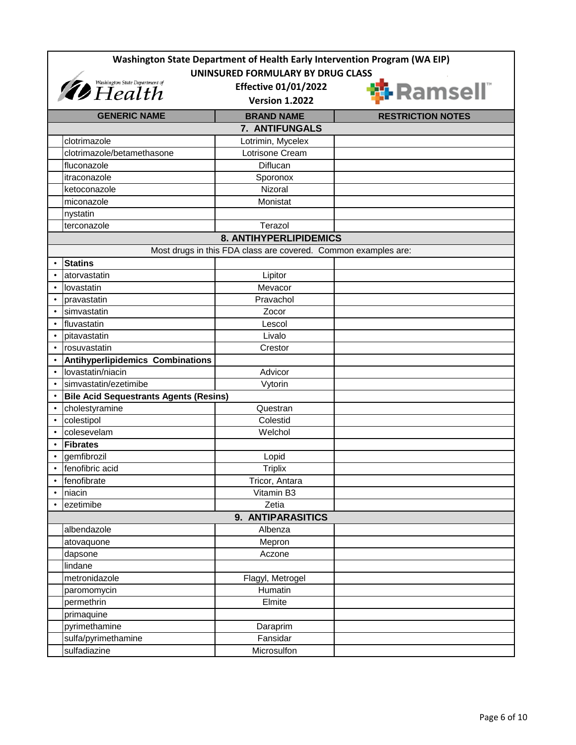# Washington State Department of Health Early Intervention Program (WA EIP)

## UNINSURED FORMULARY BY DRUG CLASS

**Effective 01/01/2022**

**Version 1.2022**

| | GENERIC NAME | BRAND NAME | RESTRICTION NOTES |
|---|---|---|---|
| | **7. ANTIFUNGALS** | | |
| | clotrimazole | Lotrimin, Mycelex | |
| | clotrimazole/betamethasone | Lotrisone Cream | |
| | fluconazole | Diflucan | |
| | itraconazole | Sporonox | |
| | ketoconazole | Nizoral | |
| | miconazole | Monistat | |
| | nystatin | | |
| | terconazole | Terazol | |
| | **8. ANTIHYPERLIPIDEMICS** | | |
| | Most drugs in this FDA class are covered. Common examples are: | | |
| • | **Statins** | | |
| • | atorvastatin | Lipitor | |
| • | lovastatin | Mevacor | |
| • | pravastatin | Pravachol | |
| • | simvastatin | Zocor | |
| • | fluvastatin | Lescol | |
| • | pitavastatin | Livalo | |
| • | rosuvastatin | Crestor | |
| • | **Antihyperlipidemics Combinations** | | |
| • | lovastatin/niacin | Advicor | |
| • | simvastatin/ezetimibe | Vytorin | |
| • | **Bile Acid Sequestrants Agents (Resins)** | | |
| • | cholestyramine | Questran | |
| • | colestipol | Colestid | |
| • | colesevelam | Welchol | |
| • | **Fibrates** | | |
| • | gemfibrozil | Lopid | |
| • | fenofibric acid | Triplix | |
| • | fenofibrate | Tricor, Antara | |
| • | niacin | Vitamin B3 | |
| • | ezetimibe | Zetia | |
| | **9. ANTIPARASITICS** | | |
| | albendazole | Albenza | |
| | atovaquone | Mepron | |
| | dapsone | Aczone | |
| | lindane | | |
| | metronidazole | Flagyl, Metrogel | |
| | paromomycin | Humatin | |
| | permethrin | Elmite | |
| | primaquine | | |
| | pyrimethamine | Daraprim | |
| | sulfa/pyrimethamine | Fansidar | |
| | sulfadiazine | Microsulfon | |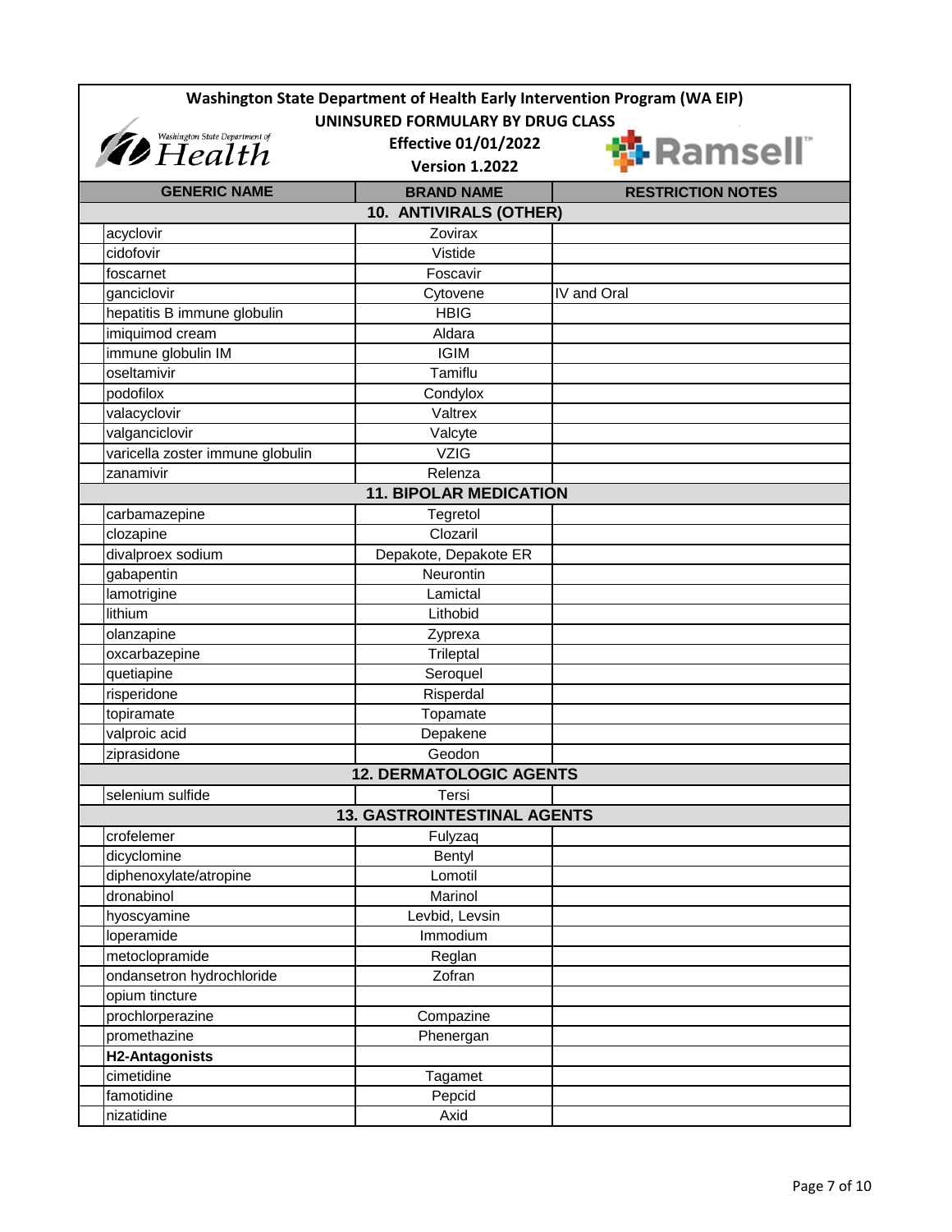**Washington State Department of Health Early Intervention Program (WA EIP)**
**UNINSURED FORMULARY BY DRUG CLASS**
**Effective 01/01/2022**
**Version 1.2022**

| GENERIC NAME | BRAND NAME | RESTRICTION NOTES |
|---|---|---|
| **10. ANTIVIRALS (OTHER)** | | |
| acyclovir | Zovirax | |
| cidofovir | Vistide | |
| foscarnet | Foscavir | |
| ganciclovir | Cytovene | IV and Oral |
| hepatitis B immune globulin | HBIG | |
| imiquimod cream | Aldara | |
| immune globulin IM | IGIM | |
| oseltamivir | Tamiflu | |
| podofilox | Condylox | |
| valacyclovir | Valtrex | |
| valganciclovir | Valcyte | |
| varicella zoster immune globulin | VZIG | |
| zanamivir | Relenza | |
| **11. BIPOLAR MEDICATION** | | |
| carbamazepine | Tegretol | |
| clozapine | Clozaril | |
| divalproex sodium | Depakote, Depakote ER | |
| gabapentin | Neurontin | |
| lamotrigine | Lamictal | |
| lithium | Lithobid | |
| olanzapine | Zyprexa | |
| oxcarbazepine | Trileptal | |
| quetiapine | Seroquel | |
| risperidone | Risperdal | |
| topiramate | Topamate | |
| valproic acid | Depakene | |
| ziprasidone | Geodon | |
| **12. DERMATOLOGIC AGENTS** | | |
| selenium sulfide | Tersi | |
| **13. GASTROINTESTINAL AGENTS** | | |
| crofelemer | Fulyzaq | |
| dicyclomine | Bentyl | |
| diphenoxylate/atropine | Lomotil | |
| dronabinol | Marinol | |
| hyoscyamine | Levbid, Levsin | |
| loperamide | Immodium | |
| metoclopramide | Reglan | |
| ondansetron hydrochloride | Zofran | |
| opium tincture | | |
| prochlorperazine | Compazine | |
| promethazine | Phenergan | |
| **H2-Antagonists** | | |
| cimetidine | Tagamet | |
| famotidine | Pepcid | |
| nizatidine | Axid | |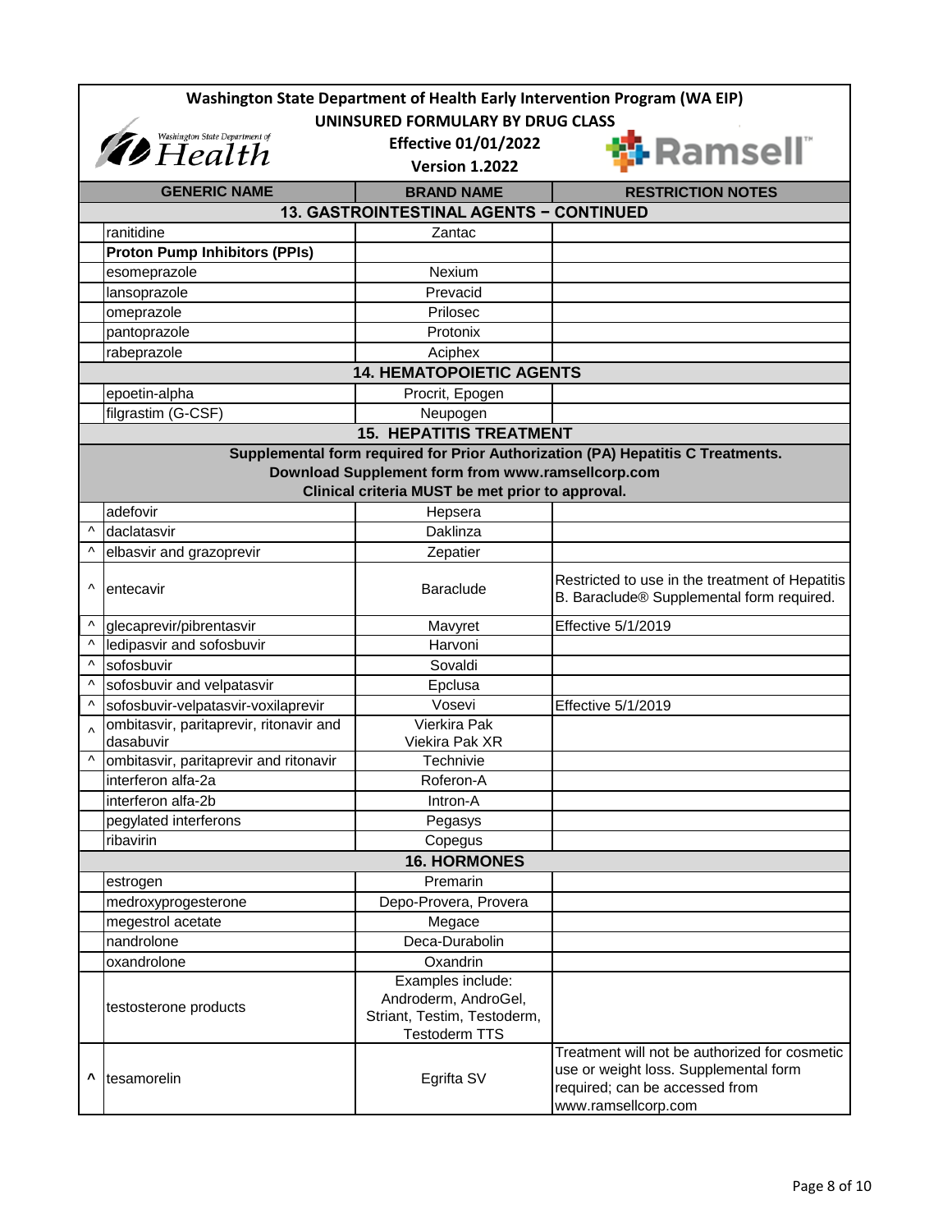**Washington State Department of Health Early Intervention Program (WA EIP)**
**UNINSURED FORMULARY BY DRUG CLASS**
**Effective 01/01/2022**
**Version 1.2022**

| | GENERIC NAME | BRAND NAME | RESTRICTION NOTES |
|---|---|---|---|
| | **13. GASTROINTESTINAL AGENTS – CONTINUED** | | |
| | ranitidine | Zantac | |
| | **Proton Pump Inhibitors (PPIs)** | | |
| | esomeprazole | Nexium | |
| | lansoprazole | Prevacid | |
| | omeprazole | Prilosec | |
| | pantoprazole | Protonix | |
| | rabeprazole | Aciphex | |
| | **14. HEMATOPOIETIC AGENTS** | | |
| | epoetin-alpha | Procrit, Epogen | |
| | filgrastim (G-CSF) | Neupogen | |
| | **15. HEPATITIS TREATMENT** | | |
| | **Supplemental form required for Prior Authorization (PA) Hepatitis C Treatments. Download Supplement form from www.ramsellcorp.com Clinical criteria MUST be met prior to approval.** | | |
| | adefovir | Hepsera | |
| ^ | daclatasvir | Daklinza | |
| ^ | elbasvir and grazoprevir | Zepatier | |
| ^ | entecavir | Baraclude | Restricted to use in the treatment of Hepatitis B. Baraclude® Supplemental form required. |
| ^ | glecaprevir/pibrentasvir | Mavyret | Effective 5/1/2019 |
| ^ | ledipasvir and sofosbuvir | Harvoni | |
| ^ | sofosbuvir | Sovaldi | |
| ^ | sofosbuvir and velpatasvir | Epclusa | |
| ^ | sofosbuvir-velpatasvir-voxilaprevir | Vosevi | Effective 5/1/2019 |
| ^ | ombitasvir, paritaprevir, ritonavir and dasabuvir | Vierkira Pak<br>Viekira Pak XR | |
| ^ | ombitasvir, paritaprevir and ritonavir | Technivie | |
| | interferon alfa-2a | Roferon-A | |
| | interferon alfa-2b | Intron-A | |
| | pegylated interferons | Pegasys | |
| | ribavirin | Copegus | |
| | **16. HORMONES** | | |
| | estrogen | Premarin | |
| | medroxyprogesterone | Depo-Provera, Provera | |
| | megestrol acetate | Megace | |
| | nandrolone | Deca-Durabolin | |
| | oxandrolone | Oxandrin | |
| | testosterone products | Examples include: Androderm, AndroGel, Striant, Testim, Testoderm, Testoderm TTS | |
| **^** | tesamorelin | Egrifta SV | Treatment will not be authorized for cosmetic use or weight loss. Supplemental form required; can be accessed from www.ramsellcorp.com |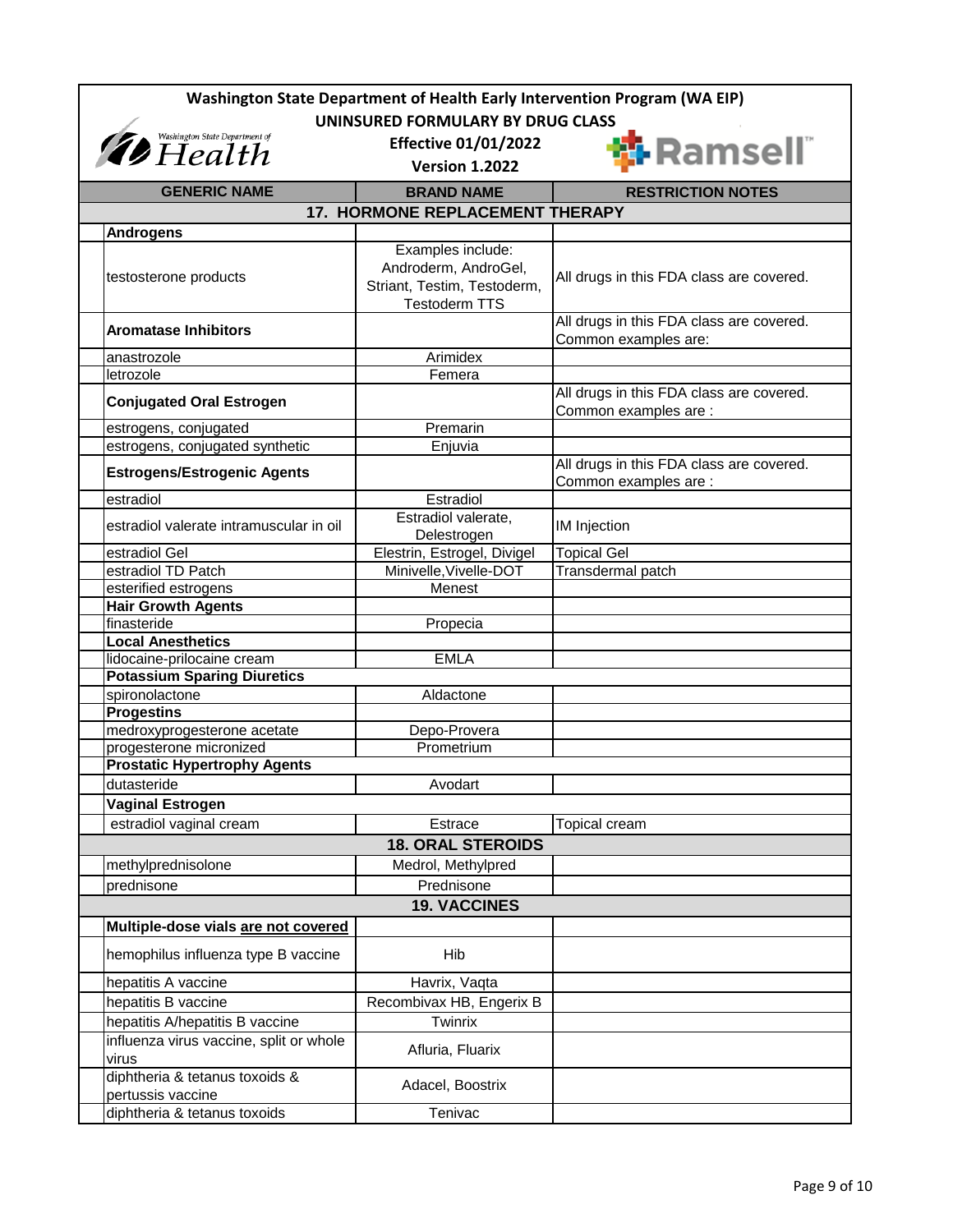# Washington State Department of Health Early Intervention Program (WA EIP)

## UNINSURED FORMULARY BY DRUG CLASS

**Effective 01/01/2022**

**Version 1.2022**

| GENERIC NAME | BRAND NAME | RESTRICTION NOTES |
|---|---|---|
| **17. HORMONE REPLACEMENT THERAPY** | | |
| **Androgens** | | |
| testosterone products | Examples include: Androderm, AndroGel, Striant, Testim, Testoderm, Testoderm TTS | All drugs in this FDA class are covered. |
| **Aromatase Inhibitors** | | All drugs in this FDA class are covered. Common examples are: |
| anastrozole | Arimidex | |
| letrozole | Femera | |
| **Conjugated Oral Estrogen** | | All drugs in this FDA class are covered. Common examples are : |
| estrogens, conjugated | Premarin | |
| estrogens, conjugated synthetic | Enjuvia | |
| **Estrogens/Estrogenic Agents** | | All drugs in this FDA class are covered. Common examples are : |
| estradiol | Estradiol | |
| estradiol valerate intramuscular in oil | Estradiol valerate, Delestrogen | IM Injection |
| estradiol Gel | Elestrin, Estrogel, Divigel | Topical Gel |
| estradiol TD Patch | Minivelle,Vivelle-DOT | Transdermal patch |
| esterified estrogens | Menest | |
| **Hair Growth Agents** | | |
| finasteride | Propecia | |
| **Local Anesthetics** | | |
| lidocaine-prilocaine cream | EMLA | |
| **Potassium Sparing Diuretics** | | |
| spironolactone | Aldactone | |
| **Progestins** | | |
| medroxyprogesterone acetate | Depo-Provera | |
| progesterone micronized | Prometrium | |
| **Prostatic Hypertrophy Agents** | | |
| dutasteride | Avodart | |
| **Vaginal Estrogen** | | |
| estradiol vaginal cream | Estrace | Topical cream |
| **18. ORAL STEROIDS** | | |
| methylprednisolone | Medrol, Methylpred | |
| prednisone | Prednisone | |
| **19. VACCINES** | | |
| **Multiple-dose vials are not covered** | | |
| hemophilus influenza type B vaccine | Hib | |
| hepatitis A vaccine | Havrix, Vaqta | |
| hepatitis B vaccine | Recombivax HB, Engerix B | |
| hepatitis A/hepatitis B vaccine | Twinrix | |
| influenza virus vaccine, split or whole virus | Afluria, Fluarix | |
| diphtheria & tetanus toxoids & pertussis vaccine | Adacel, Boostrix | |
| diphtheria & tetanus toxoids | Tenivac | |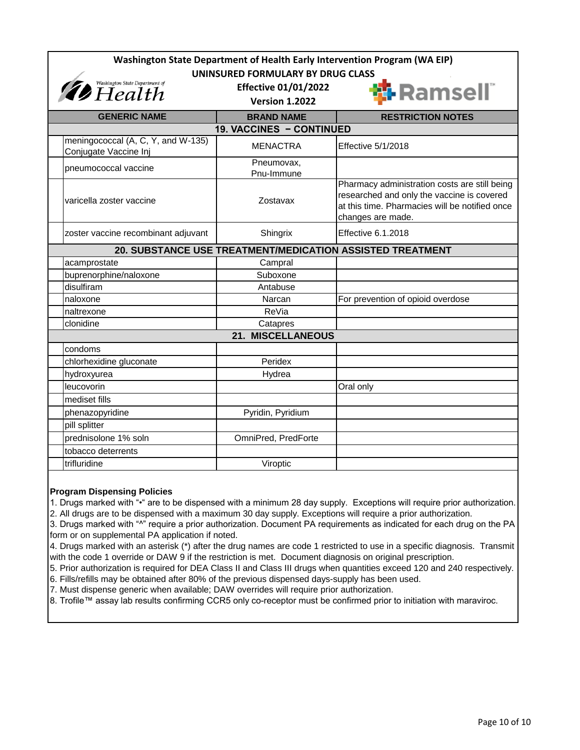**Washington State Department of Health Early Intervention Program (WA EIP)**
**UNINSURED FORMULARY BY DRUG CLASS**
**Effective 01/01/2022**
**Version 1.2022**

| GENERIC NAME | BRAND NAME | RESTRICTION NOTES |
|---|---|---|
| **19. VACCINES – CONTINUED** | | |
| meningococcal (A, C, Y, and W-135) Conjugate Vaccine Inj | MENACTRA | Effective 5/1/2018 |
| pneumococcal vaccine | Pneumovax, Pnu-Immune | |
| varicella zoster vaccine | Zostavax | Pharmacy administration costs are still being researched and only the vaccine is covered at this time. Pharmacies will be notified once changes are made. |
| zoster vaccine recombinant adjuvant | Shingrix | Effective 6.1.2018 |
| **20. SUBSTANCE USE TREATMENT/MEDICATION ASSISTED TREATMENT** | | |
| acamprostate | Campral | |
| buprenorphine/naloxone | Suboxone | |
| disulfiram | Antabuse | |
| naloxone | Narcan | For prevention of opioid overdose |
| naltrexone | ReVia | |
| clonidine | Catapres | |
| **21. MISCELLANEOUS** | | |
| condoms | | |
| chlorhexidine gluconate | Peridex | |
| hydroxyurea | Hydrea | |
| leucovorin | | Oral only |
| mediset fills | | |
| phenazopyridine | Pyridin, Pyridium | |
| pill splitter | | |
| prednisolone 1% soln | OmniPred, PredForte | |
| tobacco deterrents | | |
| trifluridine | Viroptic | |

**Program Dispensing Policies**

1. Drugs marked with "•" are to be dispensed with a minimum 28 day supply. Exceptions will require prior authorization.
2. All drugs are to be dispensed with a maximum 30 day supply. Exceptions will require a prior authorization.
3. Drugs marked with "^" require a prior authorization. Document PA requirements as indicated for each drug on the PA form or on supplemental PA application if noted.
4. Drugs marked with an asterisk (*) after the drug names are code 1 restricted to use in a specific diagnosis. Transmit with the code 1 override or DAW 9 if the restriction is met. Document diagnosis on original prescription.
5. Prior authorization is required for DEA Class II and Class III drugs when quantities exceed 120 and 240 respectively.
6. Fills/refills may be obtained after 80% of the previous dispensed days-supply has been used.
7. Must dispense generic when available; DAW overrides will require prior authorization.
8. Trofile™ assay lab results confirming CCR5 only co-receptor must be confirmed prior to initiation with maraviroc.